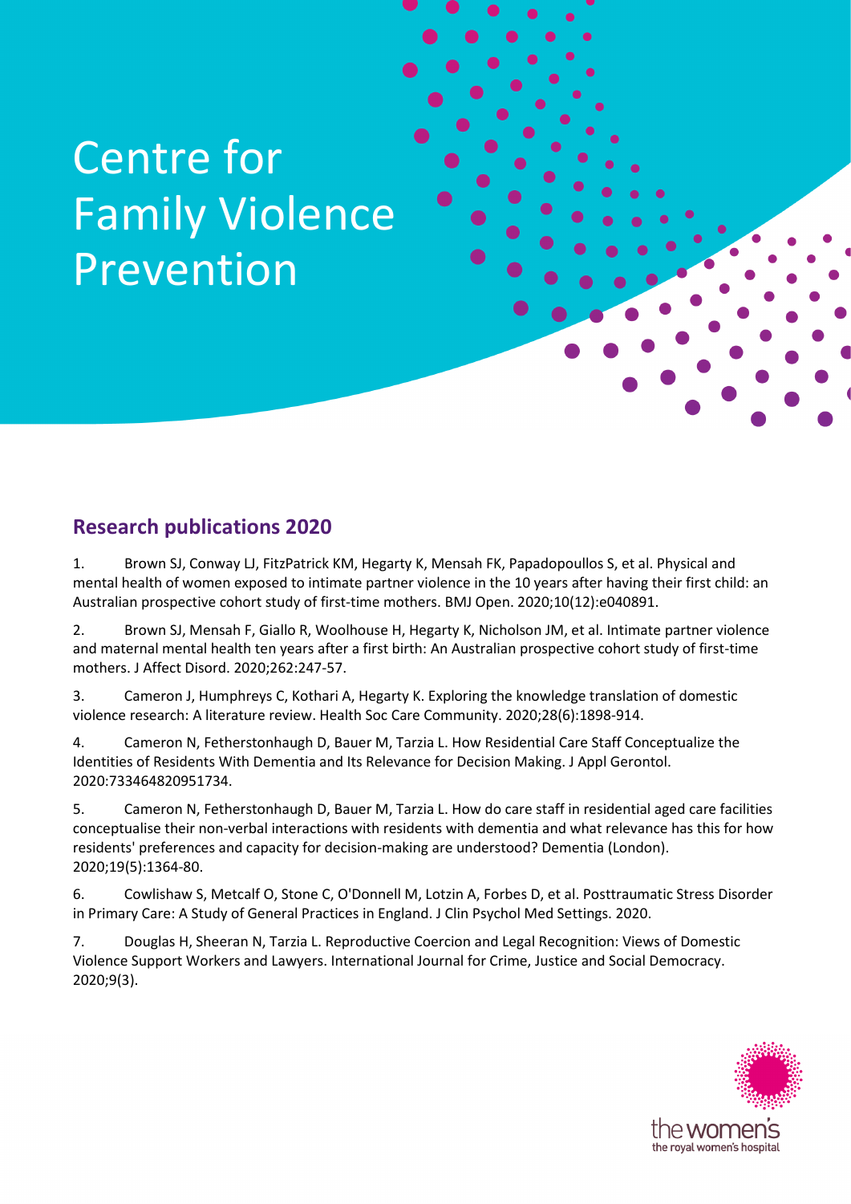# Centre for Family Violence Prevention

## Research publications 2020

1. Brown SJ, Conway LJ, FitzPatrick KM, Hegarty K, Mensah FK, Papadopoullos S, et al. Physical and mental health of women exposed to intimate partner violence in the 10 years after having their first child: an Australian prospective cohort study of first-time mothers. BMJ Open. 2020;10(12):e040891.

2. Brown SJ, Mensah F, Giallo R, Woolhouse H, Hegarty K, Nicholson JM, et al. Intimate partner violence and maternal mental health ten years after a first birth: An Australian prospective cohort study of first-time mothers. J Affect Disord. 2020;262:247-57.

3. Cameron J, Humphreys C, Kothari A, Hegarty K. Exploring the knowledge translation of domestic violence research: A literature review. Health Soc Care Community. 2020;28(6):1898-914.

4. Cameron N, Fetherstonhaugh D, Bauer M, Tarzia L. How Residential Care Staff Conceptualize the Identities of Residents With Dementia and Its Relevance for Decision Making. J Appl Gerontol. 2020:733464820951734.

5. Cameron N, Fetherstonhaugh D, Bauer M, Tarzia L. How do care staff in residential aged care facilities conceptualise their non-verbal interactions with residents with dementia and what relevance has this for how residents' preferences and capacity for decision-making are understood? Dementia (London). 2020;19(5):1364-80.

6. Cowlishaw S, Metcalf O, Stone C, O'Donnell M, Lotzin A, Forbes D, et al. Posttraumatic Stress Disorder in Primary Care: A Study of General Practices in England. J Clin Psychol Med Settings. 2020.

7. Douglas H, Sheeran N, Tarzia L. Reproductive Coercion and Legal Recognition: Views of Domestic Violence Support Workers and Lawyers. International Journal for Crime, Justice and Social Democracy. 2020;9(3).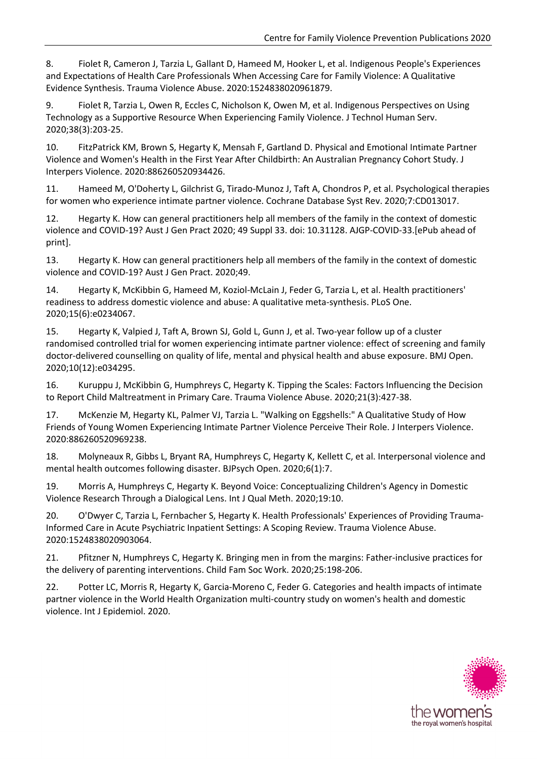8. Fiolet R, Cameron J, Tarzia L, Gallant D, Hameed M, Hooker L, et al. Indigenous People's Experiences and Expectations of Health Care Professionals When Accessing Care for Family Violence: A Qualitative Evidence Synthesis. Trauma Violence Abuse. 2020:1524838020961879.

9. Fiolet R, Tarzia L, Owen R, Eccles C, Nicholson K, Owen M, et al. Indigenous Perspectives on Using Technology as a Supportive Resource When Experiencing Family Violence. J Technol Human Serv. 2020;38(3):203-25.

10. FitzPatrick KM, Brown S, Hegarty K, Mensah F, Gartland D. Physical and Emotional Intimate Partner Violence and Women's Health in the First Year After Childbirth: An Australian Pregnancy Cohort Study. J Interpers Violence. 2020:886260520934426.

11. Hameed M, O'Doherty L, Gilchrist G, Tirado-Munoz J, Taft A, Chondros P, et al. Psychological therapies for women who experience intimate partner violence. Cochrane Database Syst Rev. 2020;7:CD013017.

12. Hegarty K. How can general practitioners help all members of the family in the context of domestic violence and COVID-19? Aust J Gen Pract 2020; 49 Suppl 33. doi: 10.31128. AJGP-COVID-33.[ePub ahead of print].

13. Hegarty K. How can general practitioners help all members of the family in the context of domestic violence and COVID-19? Aust J Gen Pract. 2020;49.

14. Hegarty K, McKibbin G, Hameed M, Koziol-McLain J, Feder G, Tarzia L, et al. Health practitioners' readiness to address domestic violence and abuse: A qualitative meta-synthesis. PLoS One. 2020;15(6):e0234067.

15. Hegarty K, Valpied J, Taft A, Brown SJ, Gold L, Gunn J, et al. Two-year follow up of a cluster randomised controlled trial for women experiencing intimate partner violence: effect of screening and family doctor-delivered counselling on quality of life, mental and physical health and abuse exposure. BMJ Open. 2020;10(12):e034295.

16. Kuruppu J, McKibbin G, Humphreys C, Hegarty K. Tipping the Scales: Factors Influencing the Decision to Report Child Maltreatment in Primary Care. Trauma Violence Abuse. 2020;21(3):427-38.

17. McKenzie M, Hegarty KL, Palmer VJ, Tarzia L. "Walking on Eggshells:" A Qualitative Study of How Friends of Young Women Experiencing Intimate Partner Violence Perceive Their Role. J Interpers Violence. 2020:886260520969238.

18. Molyneaux R, Gibbs L, Bryant RA, Humphreys C, Hegarty K, Kellett C, et al. Interpersonal violence and mental health outcomes following disaster. BJPsych Open. 2020;6(1):7.

19. Morris A, Humphreys C, Hegarty K. Beyond Voice: Conceptualizing Children's Agency in Domestic Violence Research Through a Dialogical Lens. Int J Qual Meth. 2020;19:10.

20. O'Dwyer C, Tarzia L, Fernbacher S, Hegarty K. Health Professionals' Experiences of Providing Trauma-Informed Care in Acute Psychiatric Inpatient Settings: A Scoping Review. Trauma Violence Abuse. 2020:1524838020903064.

21. Pfitzner N, Humphreys C, Hegarty K. Bringing men in from the margins: Father-inclusive practices for the delivery of parenting interventions. Child Fam Soc Work. 2020;25:198-206.

22. Potter LC, Morris R, Hegarty K, Garcia-Moreno C, Feder G. Categories and health impacts of intimate partner violence in the World Health Organization multi-country study on women's health and domestic violence. Int J Epidemiol. 2020.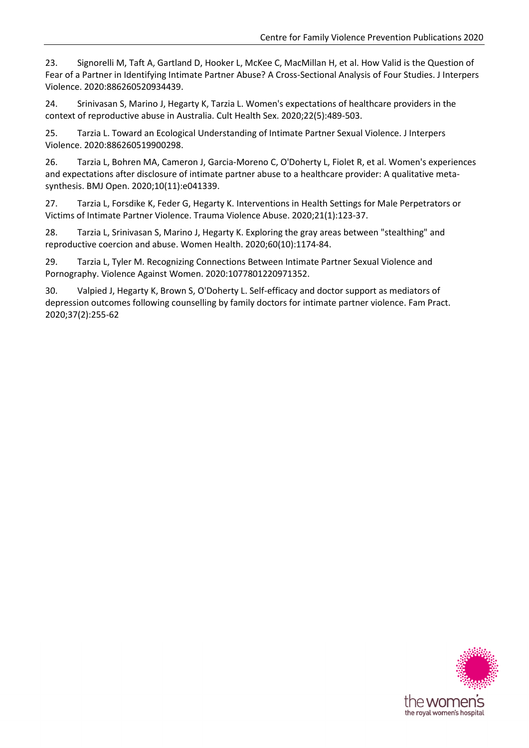23. Signorelli M, Taft A, Gartland D, Hooker L, McKee C, MacMillan H, et al. How Valid is the Question of Fear of a Partner in Identifying Intimate Partner Abuse? A Cross-Sectional Analysis of Four Studies. J Interpers Violence. 2020:886260520934439.

24. Srinivasan S, Marino J, Hegarty K, Tarzia L. Women's expectations of healthcare providers in the context of reproductive abuse in Australia. Cult Health Sex. 2020;22(5):489-503.

25. Tarzia L. Toward an Ecological Understanding of Intimate Partner Sexual Violence. J Interpers Violence. 2020:886260519900298.

26. Tarzia L, Bohren MA, Cameron J, Garcia-Moreno C, O'Doherty L, Fiolet R, et al. Women's experiences and expectations after disclosure of intimate partner abuse to a healthcare provider: A qualitative meta-synthesis. BMJ Open. 2020;10(11):e041339.

27. Tarzia L, Forsdike K, Feder G, Hegarty K. Interventions in Health Settings for Male Perpetrators or Victims of Intimate Partner Violence. Trauma Violence Abuse. 2020;21(1):123-37.

28. Tarzia L, Srinivasan S, Marino J, Hegarty K. Exploring the gray areas between "stealthing" and reproductive coercion and abuse. Women Health. 2020;60(10):1174-84.

29. Tarzia L, Tyler M. Recognizing Connections Between Intimate Partner Sexual Violence and Pornography. Violence Against Women. 2020:1077801220971352.

30. Valpied J, Hegarty K, Brown S, O'Doherty L. Self-efficacy and doctor support as mediators of depression outcomes following counselling by family doctors for intimate partner violence. Fam Pract. 2020;37(2):255-62

the women's
the royal women's hospital